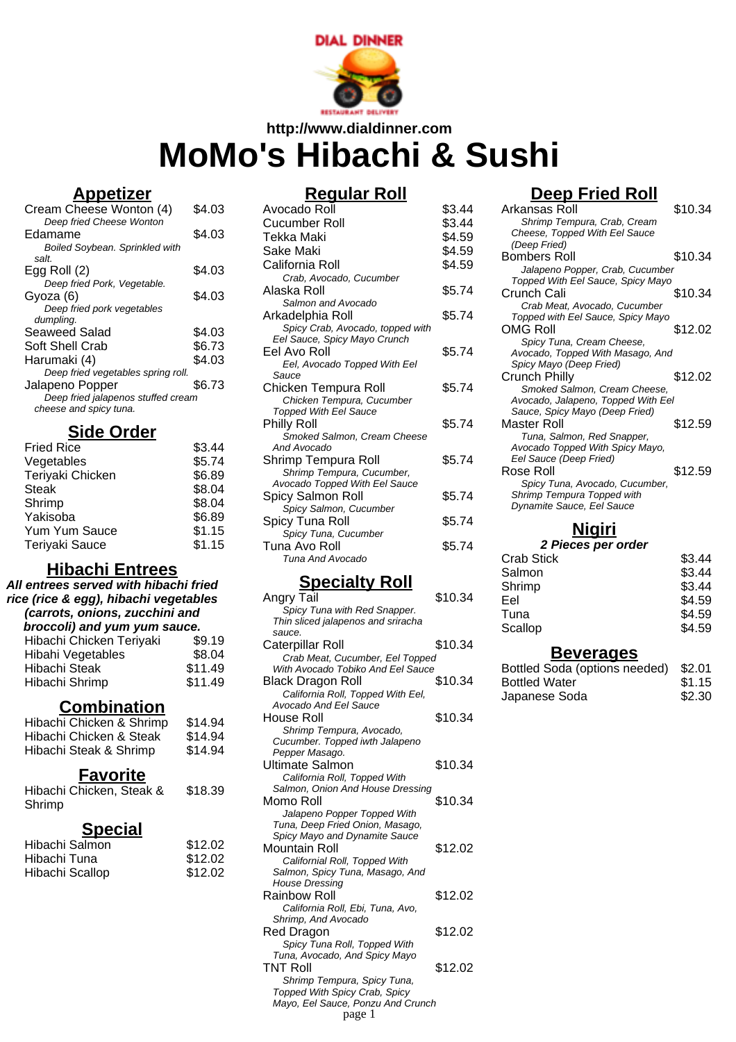DIAL DINNER

RESTAURANT DELIVERY

**http://www.dialdinner.com**

# MoMo's Hibachi & Sushi

## Appetizer

| Item | Price |
|---|---|
| Cream Cheese Wonton (4)<br>*Deep fried Cheese Wonton* | $4.03 |
| Edamame<br>*Boiled Soybean. Sprinkled with salt.* | $4.03 |
| Egg Roll (2)<br>*Deep fried Pork, Vegetable.* | $4.03 |
| Gyoza (6)<br>*Deep fried pork vegetables dumpling.* | $4.03 |
| Seaweed Salad | $4.03 |
| Soft Shell Crab | $6.73 |
| Harumaki (4)<br>*Deep fried vegetables spring roll.* | $4.03 |
| Jalapeno Popper<br>*Deep fried jalapenos stuffed cream cheese and spicy tuna.* | $6.73 |

## Side Order

| Item | Price |
|---|---|
| Fried Rice | $3.44 |
| Vegetables | $5.74 |
| Teriyaki Chicken | $6.89 |
| Steak | $8.04 |
| Shrimp | $8.04 |
| Yakisoba | $6.89 |
| Yum Yum Sauce | $1.15 |
| Teriyaki Sauce | $1.15 |

## Hibachi Entrees

***All entrees served with hibachi fried rice (rice & egg), hibachi vegetables (carrots, onions, zucchini and broccoli) and yum yum sauce.***

| Item | Price |
|---|---|
| Hibachi Chicken Teriyaki | $9.19 |
| Hibahi Vegetables | $8.04 |
| Hibachi Steak | $11.49 |
| Hibachi Shrimp | $11.49 |

## Combination

| Item | Price |
|---|---|
| Hibachi Chicken & Shrimp | $14.94 |
| Hibachi Chicken & Steak | $14.94 |
| Hibachi Steak & Shrimp | $14.94 |

## Favorite

| Item | Price |
|---|---|
| Hibachi Chicken, Steak & Shrimp | $18.39 |

## Special

| Item | Price |
|---|---|
| Hibachi Salmon | $12.02 |
| Hibachi Tuna | $12.02 |
| Hibachi Scallop | $12.02 |

## Regular Roll

| Item | Price |
|---|---|
| Avocado Roll | $3.44 |
| Cucumber Roll | $3.44 |
| Tekka Maki | $4.59 |
| Sake Maki | $4.59 |
| California Roll<br>*Crab, Avocado, Cucumber* | $4.59 |
| Alaska Roll<br>*Salmon and Avocado* | $5.74 |
| Arkadelphia Roll<br>*Spicy Crab, Avocado, topped with Eel Sauce, Spicy Mayo Crunch* | $5.74 |
| Eel Avo Roll<br>*Eel, Avocado Topped With Eel Sauce* | $5.74 |
| Chicken Tempura Roll<br>*Chicken Tempura, Cucumber Topped With Eel Sauce* | $5.74 |
| Philly Roll<br>*Smoked Salmon, Cream Cheese And Avocado* | $5.74 |
| Shrimp Tempura Roll<br>*Shrimp Tempura, Cucumber, Avocado Topped With Eel Sauce* | $5.74 |
| Spicy Salmon Roll<br>*Spicy Salmon, Cucumber* | $5.74 |
| Spicy Tuna Roll<br>*Spicy Tuna, Cucumber* | $5.74 |
| Tuna Avo Roll<br>*Tuna And Avocado* | $5.74 |

## Specialty Roll

| Item | Price |
|---|---|
| Angry Tail<br>*Spicy Tuna with Red Snapper. Thin sliced jalapenos and sriracha sauce.* | $10.34 |
| Caterpillar Roll<br>*Crab Meat, Cucumber, Eel Topped With Avocado Tobiko And Eel Sauce* | $10.34 |
| Black Dragon Roll<br>*California Roll, Topped With Eel, Avocado And Eel Sauce* | $10.34 |
| House Roll<br>*Shrimp Tempura, Avocado, Cucumber. Topped iwth Jalapeno Pepper Masago.* | $10.34 |
| Ultimate Salmon<br>*California Roll, Topped With Salmon, Onion And House Dressing* | $10.34 |
| Momo Roll<br>*Jalapeno Popper Topped With Tuna, Deep Fried Onion, Masago, Spicy Mayo and Dynamite Sauce* | $10.34 |
| Mountain Roll<br>*Californial Roll, Topped With Salmon, Spicy Tuna, Masago, And House Dressing* | $12.02 |
| Rainbow Roll<br>*California Roll, Ebi, Tuna, Avo, Shrimp, And Avocado* | $12.02 |
| Red Dragon<br>*Spicy Tuna Roll, Topped With Tuna, Avocado, And Spicy Mayo* | $12.02 |
| TNT Roll<br>*Shrimp Tempura, Spicy Tuna, Topped With Spicy Crab, Spicy Mayo, Eel Sauce, Ponzu And Crunch* | $12.02 |

## Deep Fried Roll

| Item | Price |
|---|---|
| Arkansas Roll<br>*Shrimp Tempura, Crab, Cream Cheese, Topped With Eel Sauce (Deep Fried)* | $10.34 |
| Bombers Roll<br>*Jalapeno Popper, Crab, Cucumber Topped With Eel Sauce, Spicy Mayo* | $10.34 |
| Crunch Cali<br>*Crab Meat, Avocado, Cucumber Topped with Eel Sauce, Spicy Mayo* | $10.34 |
| OMG Roll<br>*Spicy Tuna, Cream Cheese, Avocado, Topped With Masago, And Spicy Mayo (Deep Fried)* | $12.02 |
| Crunch Philly<br>*Smoked Salmon, Cream Cheese, Avocado, Jalapeno, Topped With Eel Sauce, Spicy Mayo (Deep Fried)* | $12.02 |
| Master Roll<br>*Tuna, Salmon, Red Snapper, Avocado Topped With Spicy Mayo, Eel Sauce (Deep Fried)* | $12.59 |
| Rose Roll<br>*Spicy Tuna, Avocado, Cucumber, Shrimp Tempura Topped with Dynamite Sauce, Eel Sauce* | $12.59 |

## Nigiri

***2 Pieces per order***

| Item | Price |
|---|---|
| Crab Stick | $3.44 |
| Salmon | $3.44 |
| Shrimp | $3.44 |
| Eel | $4.59 |
| Tuna | $4.59 |
| Scallop | $4.59 |

## Beverages

| Item | Price |
|---|---|
| Bottled Soda (options needed) | $2.01 |
| Bottled Water | $1.15 |
| Japanese Soda | $2.30 |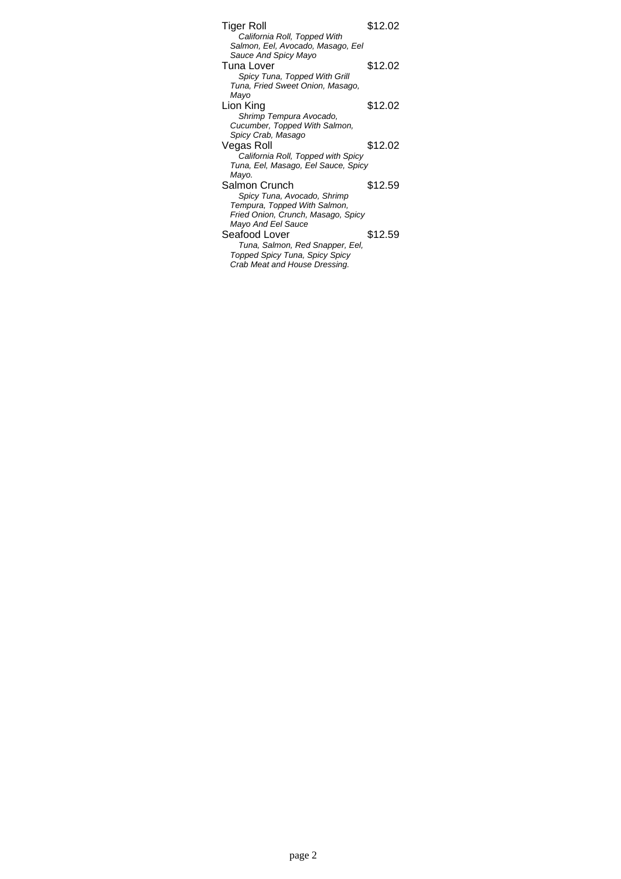Tiger Roll $12.02

*California Roll, Topped With Salmon, Eel, Avocado, Masago, Eel Sauce And Spicy Mayo*

Tuna Lover $12.02

*Spicy Tuna, Topped With Grill Tuna, Fried Sweet Onion, Masago, Mayo*

Lion King $12.02

*Shrimp Tempura Avocado, Cucumber, Topped With Salmon, Spicy Crab, Masago*

Vegas Roll $12.02

*California Roll, Topped with Spicy Tuna, Eel, Masago, Eel Sauce, Spicy Mayo.*

Salmon Crunch $12.59

*Spicy Tuna, Avocado, Shrimp Tempura, Topped With Salmon, Fried Onion, Crunch, Masago, Spicy Mayo And Eel Sauce*

Seafood Lover $12.59

*Tuna, Salmon, Red Snapper, Eel, Topped Spicy Tuna, Spicy Spicy Crab Meat and House Dressing.*